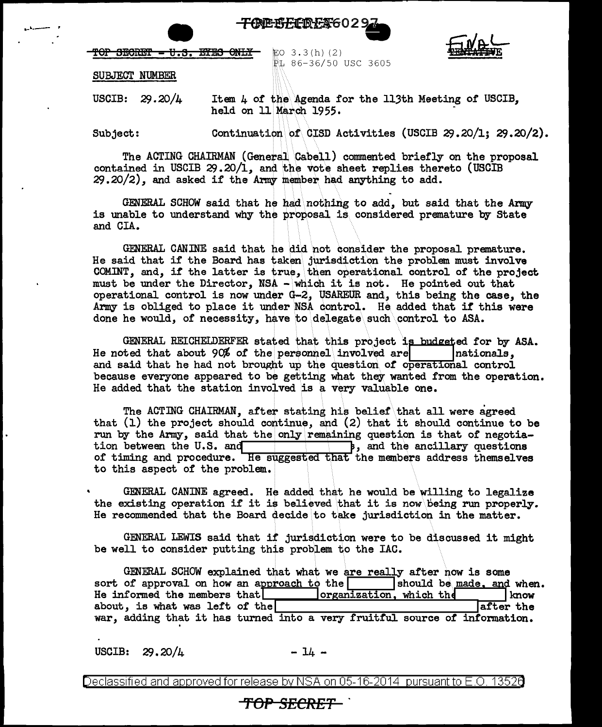TOP SECRET - U.S. EYES ONLY

EO 3.3(h)(2)
PL 86-36/50 USC 3605

FINAL

SUBJECT NUMBER

USCIB: 29.20/4 Item 4 of the Agenda for the 113th Meeting of USCIB, held on 11 March 1955.

Subject: Continuation of CISD Activities (USCIB 29.20/1; 29.20/2).

The ACTING CHAIRMAN (General Cabell) commented briefly on the proposal contained in USCIB 29.20/1, and the vote sheet replies thereto (USCIB 29.20/2), and asked if the Army member had anything to add.

GENERAL SCHOW said that he had nothing to add, but said that the Army is unable to understand why the proposal is considered premature by State and CIA.

GENERAL CANINE said that he did not consider the proposal premature. He said that if the Board has taken jurisdiction the problem must involve COMINT, and, if the latter is true, then operational control of the project must be under the Director, NSA - which it is not. He pointed out that operational control is now under G-2, USAREUR and, this being the case, the Army is obliged to place it under NSA control. He added that if this were done he would, of necessity, have to delegate such control to ASA.

GENERAL REICHELDERFER stated that this project is budgeted for by ASA. He noted that about 90% of the personnel involved are [REDACTED] nationals, and said that he had not brought up the question of operational control because everyone appeared to be getting what they wanted from the operation. He added that the station involved is a very valuable one.

The ACTING CHAIRMAN, after stating his belief that all were agreed that (1) the project should continue, and (2) that it should continue to be run by the Army, said that the only remaining question is that of negotiation between the U.S. and [REDACTED], and the ancillary questions of timing and procedure. He suggested that the members address themselves to this aspect of the problem.

GENERAL CANINE agreed. He added that he would be willing to legalize the existing operation if it is believed that it is now being run properly. He recommended that the Board decide to take jurisdiction in the matter.

GENERAL LEWIS said that if jurisdiction were to be discussed it might be well to consider putting this problem to the IAC.

GENERAL SCHOW explained that what we are really after now is some sort of approval on how an approach to the [REDACTED] should be made, and when. He informed the members that [REDACTED] organization, which the [REDACTED] know about, is what was left of the [REDACTED] after the war, adding that it has turned into a very fruitful source of information.

USCIB: 29.20/4

Declassified and approved for release by NSA on 05-16-2014 pursuant to E.O. 13526

TOP SECRET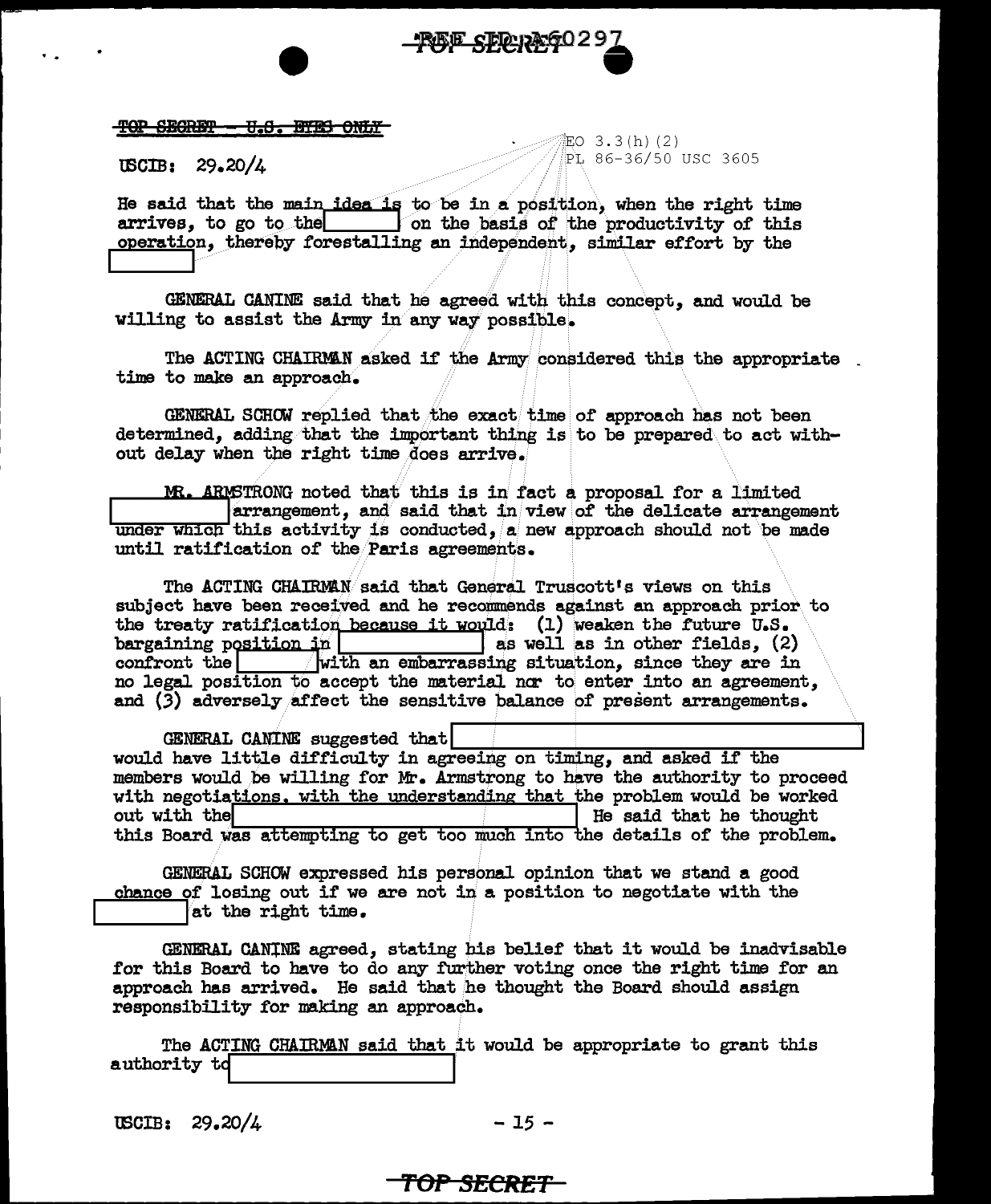~~TOP SECRET - U.S. EYES ONLY~~

USCIB: 29.20/4

EO 3.3(h)(2)
PL 86-36/50 USC 3605

He said that the main idea is to be in a position, when the right time arrives, to go to the [ ] on the basis of the productivity of this operation, thereby forestalling an independent, similar effort by the [ ]

GENERAL CANINE said that he agreed with this concept, and would be willing to assist the Army in any way possible.

The ACTING CHAIRMAN asked if the Army considered this the appropriate time to make an approach.

GENERAL SCHOW replied that the exact time of approach has not been determined, adding that the important thing is to be prepared to act without delay when the right time does arrive.

MR. ARMSTRONG noted that this is in fact a proposal for a limited [ ] arrangement, and said that in view of the delicate arrangement under which this activity is conducted, a new approach should not be made until ratification of the Paris agreements.

The ACTING CHAIRMAN said that General Truscott's views on this subject have been received and he recommends against an approach prior to the treaty ratification because it would: (1) weaken the future U.S. bargaining position in [ ] as well as in other fields, (2) confront the [ ] with an embarrassing situation, since they are in no legal position to accept the material nor to enter into an agreement, and (3) adversely affect the sensitive balance of present arrangements.

GENERAL CANINE suggested that [ ] would have little difficulty in agreeing on timing, and asked if the members would be willing for Mr. Armstrong to have the authority to proceed with negotiations, with the understanding that the problem would be worked out with the [ ] He said that he thought this Board was attempting to get too much into the details of the problem.

GENERAL SCHOW expressed his personal opinion that we stand a good chance of losing out if we are not in a position to negotiate with the [ ] at the right time.

GENERAL CANINE agreed, stating his belief that it would be inadvisable for this Board to have to do any further voting once the right time for an approach has arrived. He said that he thought the Board should assign responsibility for making an approach.

The ACTING CHAIRMAN said that it would be appropriate to grant this authority to [ ]

USCIB: 29.20/4

**TOP SECRET**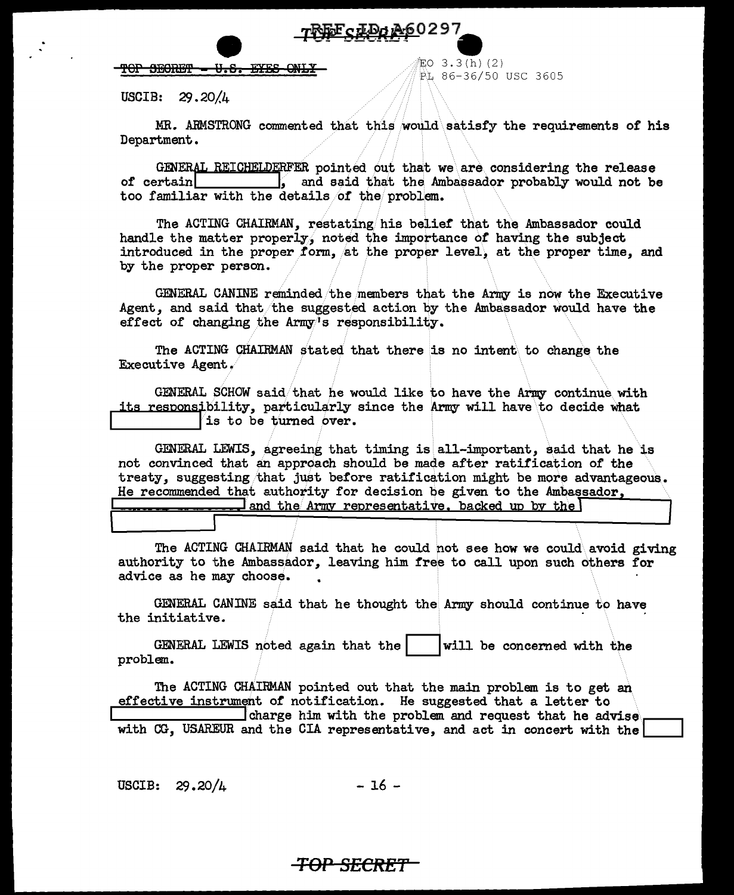TOP SECRET - U.S. EYES ONLY

EO 3.3(h)(2)
PL 86-36/50 USC 3605

USCIB: 29.20/4

MR. ARMSTRONG commented that this would satisfy the requirements of his Department.

GENERAL REICHELDERFER pointed out that we are considering the release of certain [redacted], and said that the Ambassador probably would not be too familiar with the details of the problem.

The ACTING CHAIRMAN, restating his belief that the Ambassador could handle the matter properly, noted the importance of having the subject introduced in the proper form, at the proper level, at the proper time, and by the proper person.

GENERAL CANINE reminded the members that the Army is now the Executive Agent, and said that the suggested action by the Ambassador would have the effect of changing the Army's responsibility.

The ACTING CHAIRMAN stated that there is no intent to change the Executive Agent.

GENERAL SCHOW said that he would like to have the Army continue with its responsibility, particularly since the Army will have to decide what [redacted] is to be turned over.

GENERAL LEWIS, agreeing that timing is all-important, said that he is not convinced that an approach should be made after ratification of the treaty, suggesting that just before ratification might be more advantageous. He recommended that authority for decision be given to the Ambassador, [redacted] and the Army representative, backed up by the [redacted]

The ACTING CHAIRMAN said that he could not see how we could avoid giving authority to the Ambassador, leaving him free to call upon such others for advice as he may choose.

GENERAL CANINE said that he thought the Army should continue to have the initiative.

GENERAL LEWIS noted again that the [redacted] will be concerned with the problem.

The ACTING CHAIRMAN pointed out that the main problem is to get an effective instrument of notification. He suggested that a letter to [redacted] charge him with the problem and request that he advise with CG, USAREUR and the CIA representative, and act in concert with the [redacted]

USCIB: 29.20/4

TOP SECRET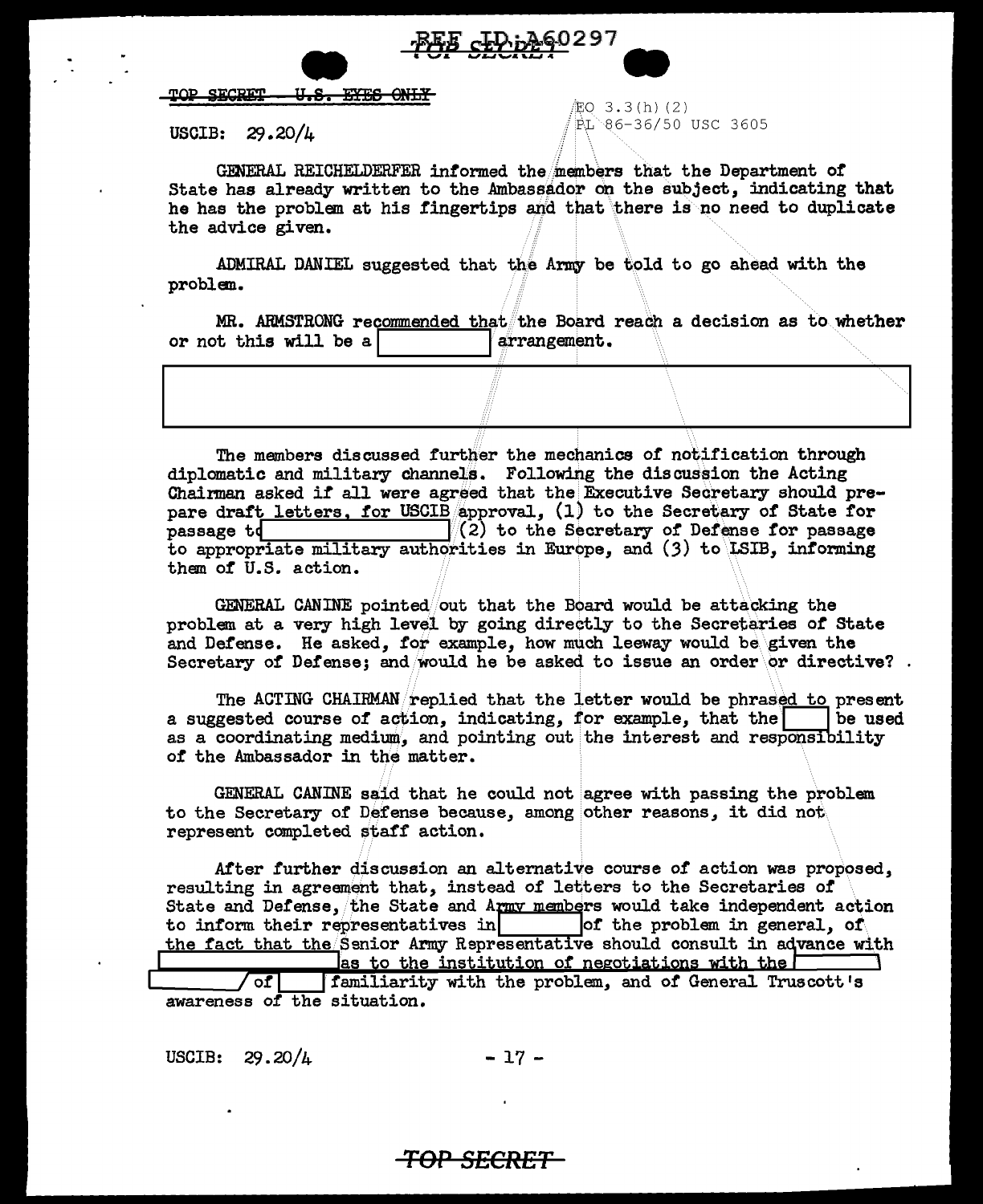TOP SECRET - U.S. EYES ONLY

EO 3.3(h)(2)
PL 86-36/50 USC 3605

USCIB: 29.20/4

GENERAL REICHELDERFER informed the members that the Department of State has already written to the Ambassador on the subject, indicating that he has the problem at his fingertips and that there is no need to duplicate the advice given.

ADMIRAL DANIEL suggested that the Army be told to go ahead with the problem.

MR. ARMSTRONG recommended that the Board reach a decision as to whether or not this will be a [          ] arrangement.

[                                                                                    ]

The members discussed further the mechanics of notification through diplomatic and military channels. Following the discussion the Acting Chairman asked if all were agreed that the Executive Secretary should prepare draft letters, for USCIB approval, (1) to the Secretary of State for passage to [                    ] (2) to the Secretary of Defense for passage to appropriate military authorities in Europe, and (3) to LSIB, informing them of U.S. action.

GENERAL CANINE pointed out that the Board would be attacking the problem at a very high level by going directly to the Secretaries of State and Defense. He asked, for example, how much leeway would be given the Secretary of Defense; and would he be asked to issue an order or directive?

The ACTING CHAIRMAN replied that the letter would be phrased to present a suggested course of action, indicating, for example, that the [    ] be used as a coordinating medium, and pointing out the interest and responsibility of the Ambassador in the matter.

GENERAL CANINE said that he could not agree with passing the problem to the Secretary of Defense because, among other reasons, it did not represent completed staff action.

After further discussion an alternative course of action was proposed, resulting in agreement that, instead of letters to the Secretaries of State and Defense, the State and Army members would take independent action to inform their representatives in [        ] of the problem in general, of the fact that the Senior Army Representative should consult in advance with [                    ] as to the institution of negotiations with the [          ] / of [    ] familiarity with the problem, and of General Truscott's awareness of the situation.

USCIB: 29.20/4

TOP SECRET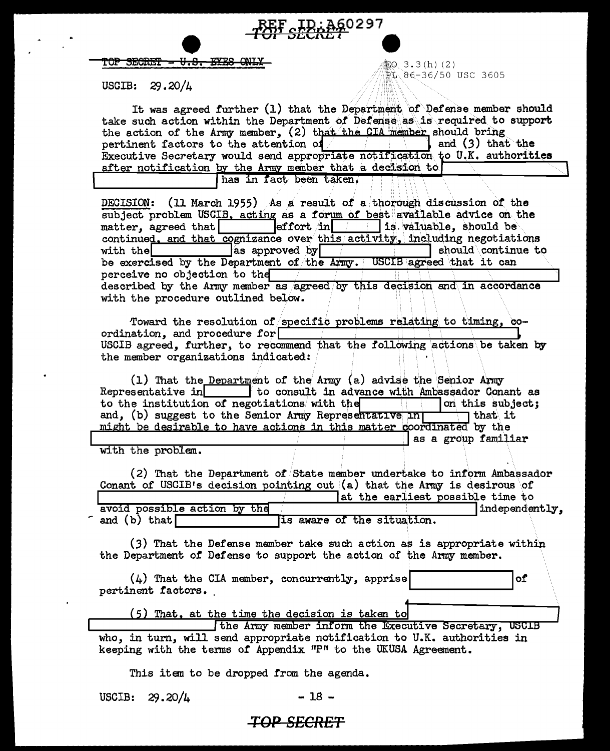REF ID:A60297

TOP SECRET

~~TOP SECRET - U.S. EYES ONLY~~

EO 3.3(h)(2)
PL 86-36/50 USC 3605

USCIB: 29.20/4

It was agreed further (1) that the Department of Defense member should take such action within the Department of Defense as is required to support the action of the Army member, (2) that the CIA member should bring pertinent factors to the attention of [REDACTED], and (3) that the Executive Secretary would send appropriate notification to U.K. authorities after notification by the Army member that a decision to [REDACTED] has in fact been taken.

DECISION: (11 March 1955) As a result of a thorough discussion of the subject problem USCIB, acting as a forum of best available advice on the matter, agreed that [REDACTED] effort in [REDACTED] is valuable, should be continued, and that cognizance over this activity, including negotiations with the [REDACTED] as approved by [REDACTED] should continue to be exercised by the Department of the Army. USCIB agreed that it can perceive no objection to the [REDACTED] described by the Army member as agreed by this decision and in accordance with the procedure outlined below.

Toward the resolution of specific problems relating to timing, co-ordination, and procedure for [REDACTED], USCIB agreed, further, to recommend that the following actions be taken by the member organizations indicated:

(1) That the Department of the Army (a) advise the Senior Army Representative in [REDACTED] to consult in advance with Ambassador Conant as to the institution of negotiations with the [REDACTED] on this subject; and, (b) suggest to the Senior Army Representative in [REDACTED] that it might be desirable to have actions in this matter coordinated by the [REDACTED] as a group familiar with the problem.

(2) That the Department of State member undertake to inform Ambassador Conant of USCIB's decision pointing out (a) that the Army is desirous of [REDACTED] at the earliest possible time to avoid possible action by the [REDACTED] independently, and (b) that [REDACTED] is aware of the situation.

(3) That the Defense member take such action as is appropriate within the Department of Defense to support the action of the Army member.

(4) That the CIA member, concurrently, apprise [REDACTED] of pertinent factors.

(5) That, at the time the decision is taken to [REDACTED] the Army member inform the Executive Secretary, USCIB who, in turn, will send appropriate notification to U.K. authorities in keeping with the terms of Appendix "P" to the UKUSA Agreement.

This item to be dropped from the agenda.

USCIB: 29.20/4

TOP SECRET